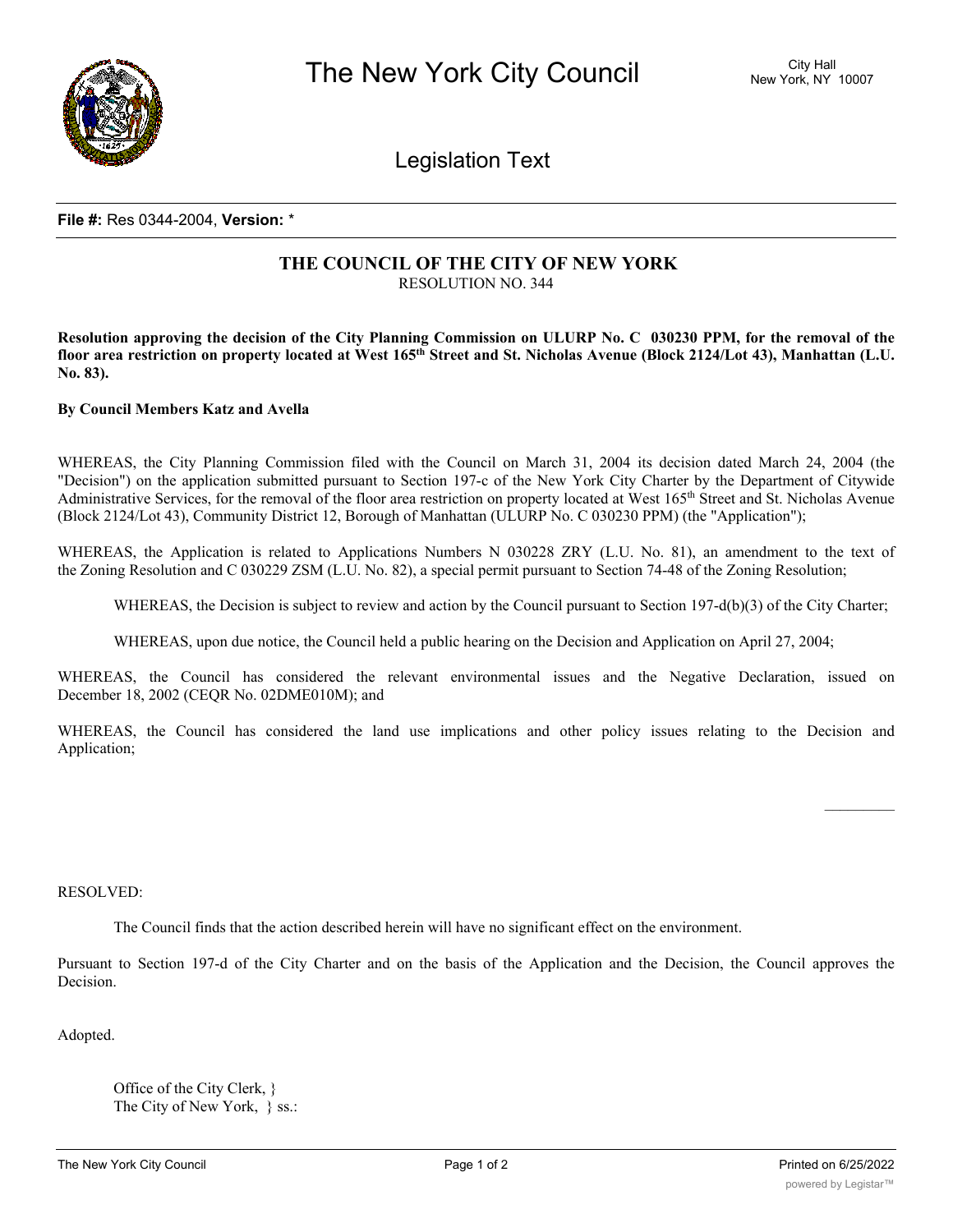**File #:** Res 0344-2004, **Version:** *

# THE COUNCIL OF THE CITY OF NEW YORK

RESOLUTION NO. 344

**Resolution approving the decision of the City Planning Commission on ULURP No. C 030230 PPM, for the removal of the floor area restriction on property located at West 165th Street and St. Nicholas Avenue (Block 2124/Lot 43), Manhattan (L.U. No. 83).**

**By Council Members Katz and Avella**

WHEREAS, the City Planning Commission filed with the Council on March 31, 2004 its decision dated March 24, 2004 (the "Decision") on the application submitted pursuant to Section 197-c of the New York City Charter by the Department of Citywide Administrative Services, for the removal of the floor area restriction on property located at West 165th Street and St. Nicholas Avenue (Block 2124/Lot 43), Community District 12, Borough of Manhattan (ULURP No. C 030230 PPM) (the "Application");

WHEREAS, the Application is related to Applications Numbers N 030228 ZRY (L.U. No. 81), an amendment to the text of the Zoning Resolution and C 030229 ZSM (L.U. No. 82), a special permit pursuant to Section 74-48 of the Zoning Resolution;

WHEREAS, the Decision is subject to review and action by the Council pursuant to Section 197-d(b)(3) of the City Charter;

WHEREAS, upon due notice, the Council held a public hearing on the Decision and Application on April 27, 2004;

WHEREAS, the Council has considered the relevant environmental issues and the Negative Declaration, issued on December 18, 2002 (CEQR No. 02DME010M); and

WHEREAS, the Council has considered the land use implications and other policy issues relating to the Decision and Application;

RESOLVED:

The Council finds that the action described herein will have no significant effect on the environment.

Pursuant to Section 197-d of the City Charter and on the basis of the Application and the Decision, the Council approves the Decision.

Adopted.

Office of the City Clerk, }
The City of New York, } ss.: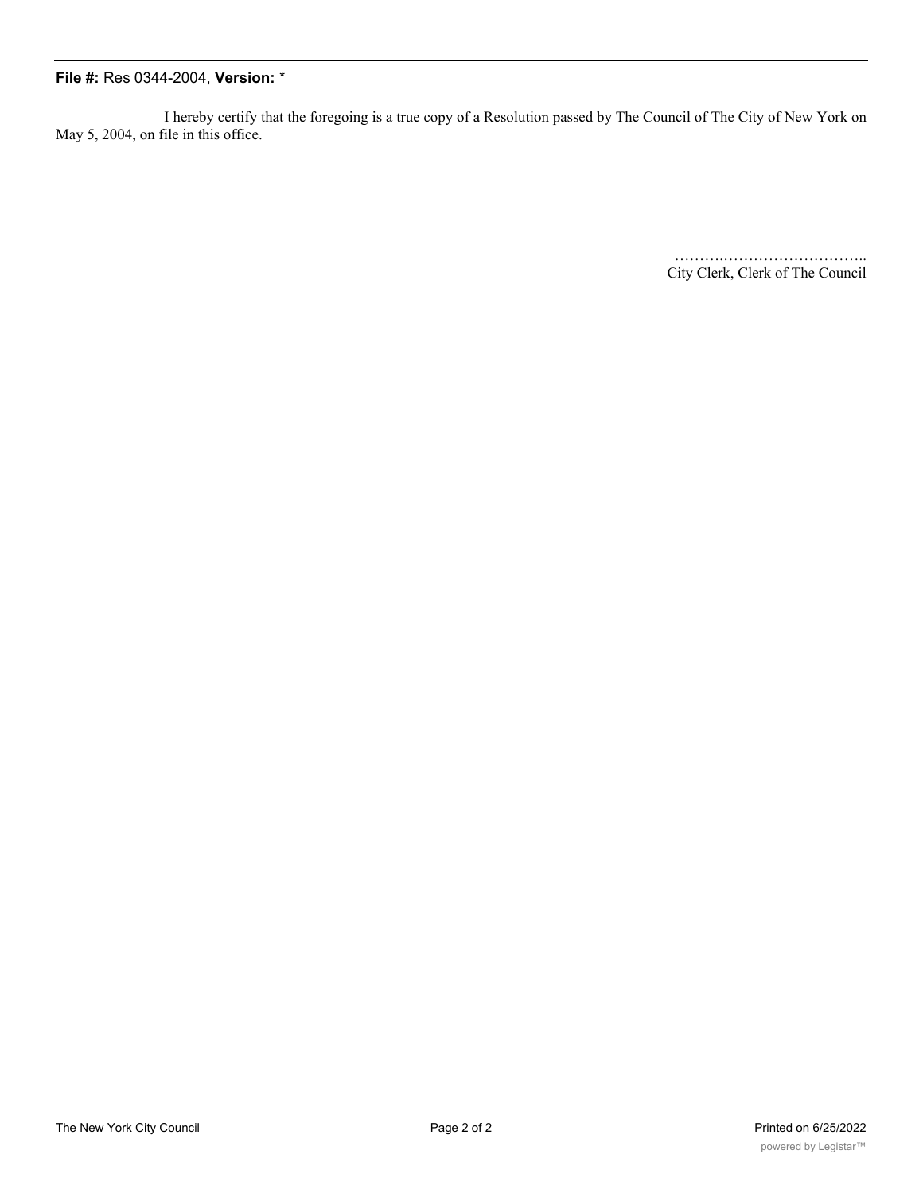**File #:** Res 0344-2004, **Version:** *

I hereby certify that the foregoing is a true copy of a Resolution passed by The Council of The City of New York on May 5, 2004, on file in this office.

……….………………………..
City Clerk, Clerk of The Council